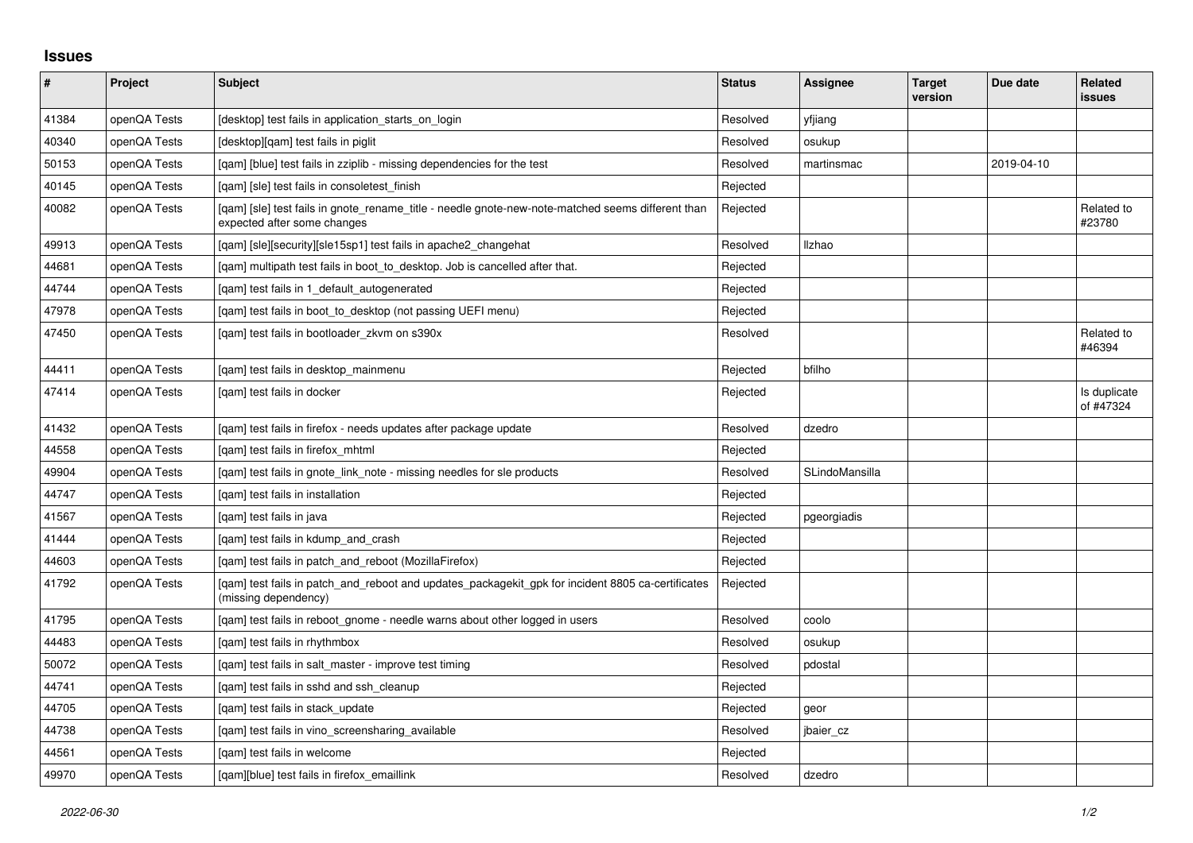## Issues

| # | Project | Subject | Status | Assignee | Target version | Due date | Related issues |
|---|---|---|---|---|---|---|---|
| 41384 | openQA Tests | [desktop] test fails in application_starts_on_login | Resolved | yfjiang | | | |
| 40340 | openQA Tests | [desktop][qam] test fails in piglit | Resolved | osukup | | | |
| 50153 | openQA Tests | [qam] [blue] test fails in zziplib - missing dependencies for the test | Resolved | martinsmac | | 2019-04-10 | |
| 40145 | openQA Tests | [qam] [sle] test fails in consoletest_finish | Rejected | | | | |
| 40082 | openQA Tests | [qam] [sle] test fails in gnote_rename_title - needle gnote-new-note-matched seems different than expected after some changes | Rejected | | | | Related to #23780 |
| 49913 | openQA Tests | [qam] [sle][security][sle15sp1] test fails in apache2_changehat | Resolved | llzhao | | | |
| 44681 | openQA Tests | [qam] multipath test fails in boot_to_desktop. Job is cancelled after that. | Rejected | | | | |
| 44744 | openQA Tests | [qam] test fails in 1_default_autogenerated | Rejected | | | | |
| 47978 | openQA Tests | [qam] test fails in boot_to_desktop (not passing UEFI menu) | Rejected | | | | |
| 47450 | openQA Tests | [qam] test fails in bootloader_zkvm on s390x | Resolved | | | | Related to #46394 |
| 44411 | openQA Tests | [qam] test fails in desktop_mainmenu | Rejected | bfilho | | | |
| 47414 | openQA Tests | [qam] test fails in docker | Rejected | | | | Is duplicate of #47324 |
| 41432 | openQA Tests | [qam] test fails in firefox - needs updates after package update | Resolved | dzedro | | | |
| 44558 | openQA Tests | [qam] test fails in firefox_mhtml | Rejected | | | | |
| 49904 | openQA Tests | [qam] test fails in gnote_link_note - missing needles for sle products | Resolved | SLindoMansilla | | | |
| 44747 | openQA Tests | [qam] test fails in installation | Rejected | | | | |
| 41567 | openQA Tests | [qam] test fails in java | Rejected | pgeorgiadis | | | |
| 41444 | openQA Tests | [qam] test fails in kdump_and_crash | Rejected | | | | |
| 44603 | openQA Tests | [qam] test fails in patch_and_reboot (MozillaFirefox) | Rejected | | | | |
| 41792 | openQA Tests | [qam] test fails in patch_and_reboot and updates_packagekit_gpk for incident 8805 ca-certificates (missing dependency) | Rejected | | | | |
| 41795 | openQA Tests | [qam] test fails in reboot_gnome - needle warns about other logged in users | Resolved | coolo | | | |
| 44483 | openQA Tests | [qam] test fails in rhythmbox | Resolved | osukup | | | |
| 50072 | openQA Tests | [qam] test fails in salt_master - improve test timing | Resolved | pdostal | | | |
| 44741 | openQA Tests | [qam] test fails in sshd and ssh_cleanup | Rejected | | | | |
| 44705 | openQA Tests | [qam] test fails in stack_update | Rejected | geor | | | |
| 44738 | openQA Tests | [qam] test fails in vino_screensharing_available | Resolved | jbaier_cz | | | |
| 44561 | openQA Tests | [qam] test fails in welcome | Rejected | | | | |
| 49970 | openQA Tests | [qam][blue] test fails in firefox_emaillink | Resolved | dzedro | | | |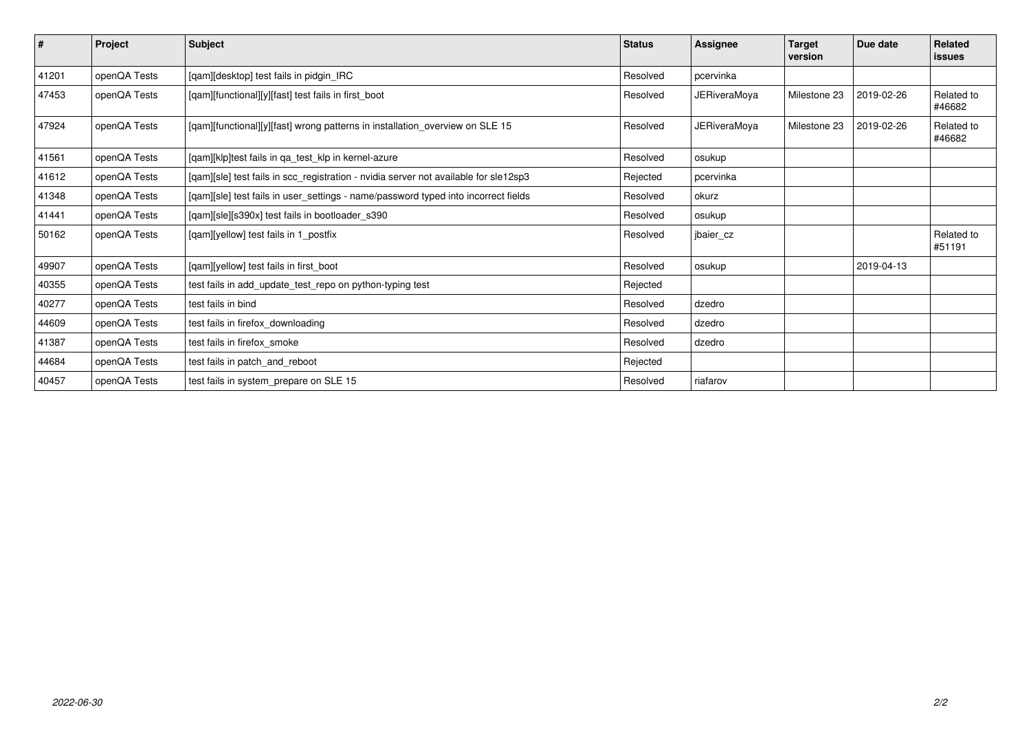| # | Project | Subject | Status | Assignee | Target version | Due date | Related issues |
|---|---|---|---|---|---|---|---|
| 41201 | openQA Tests | [qam][desktop] test fails in pidgin_IRC | Resolved | pcervinka | | | |
| 47453 | openQA Tests | [qam][functional][y][fast] test fails in first_boot | Resolved | JERiveraMoya | Milestone 23 | 2019-02-26 | Related to #46682 |
| 47924 | openQA Tests | [qam][functional][y][fast] wrong patterns in installation_overview on SLE 15 | Resolved | JERiveraMoya | Milestone 23 | 2019-02-26 | Related to #46682 |
| 41561 | openQA Tests | [qam][klp]test fails in qa_test_klp in kernel-azure | Resolved | osukup | | | |
| 41612 | openQA Tests | [qam][sle] test fails in scc_registration - nvidia server not available for sle12sp3 | Rejected | pcervinka | | | |
| 41348 | openQA Tests | [qam][sle] test fails in user_settings - name/password typed into incorrect fields | Resolved | okurz | | | |
| 41441 | openQA Tests | [qam][sle][s390x] test fails in bootloader_s390 | Resolved | osukup | | | |
| 50162 | openQA Tests | [qam][yellow] test fails in 1_postfix | Resolved | jbaier_cz | | | Related to #51191 |
| 49907 | openQA Tests | [qam][yellow] test fails in first_boot | Resolved | osukup | | 2019-04-13 | |
| 40355 | openQA Tests | test fails in add_update_test_repo on python-typing test | Rejected | | | | |
| 40277 | openQA Tests | test fails in bind | Resolved | dzedro | | | |
| 44609 | openQA Tests | test fails in firefox_downloading | Resolved | dzedro | | | |
| 41387 | openQA Tests | test fails in firefox_smoke | Resolved | dzedro | | | |
| 44684 | openQA Tests | test fails in patch_and_reboot | Rejected | | | | |
| 40457 | openQA Tests | test fails in system_prepare on SLE 15 | Resolved | riafarov | | | |